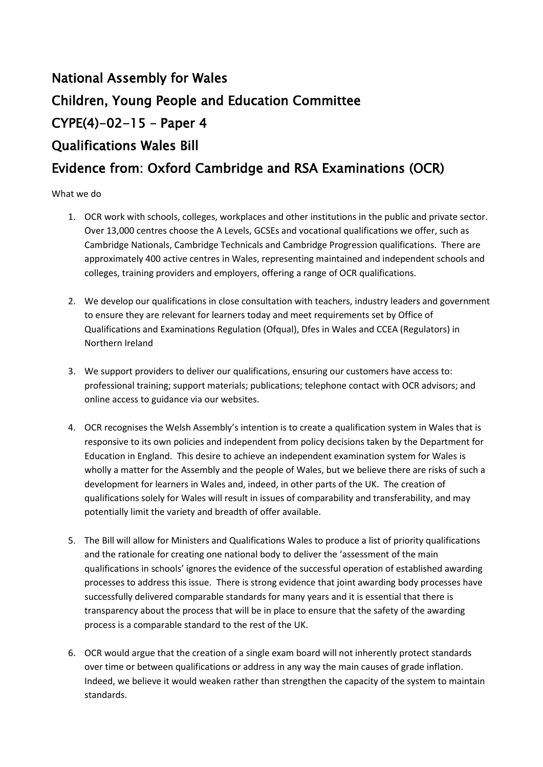# National Assembly for Wales

# Children, Young People and Education Committee

# CYPE(4)-02-15 – Paper 4

# Qualifications Wales Bill

# Evidence from: Oxford Cambridge and RSA Examinations (OCR)

What we do

1. OCR work with schools, colleges, workplaces and other institutions in the public and private sector. Over 13,000 centres choose the A Levels, GCSEs and vocational qualifications we offer, such as Cambridge Nationals, Cambridge Technicals and Cambridge Progression qualifications. There are approximately 400 active centres in Wales, representing maintained and independent schools and colleges, training providers and employers, offering a range of OCR qualifications.

2. We develop our qualifications in close consultation with teachers, industry leaders and government to ensure they are relevant for learners today and meet requirements set by Office of Qualifications and Examinations Regulation (Ofqual), Dfes in Wales and CCEA (Regulators) in Northern Ireland

3. We support providers to deliver our qualifications, ensuring our customers have access to: professional training; support materials; publications; telephone contact with OCR advisors; and online access to guidance via our websites.

4. OCR recognises the Welsh Assembly's intention is to create a qualification system in Wales that is responsive to its own policies and independent from policy decisions taken by the Department for Education in England. This desire to achieve an independent examination system for Wales is wholly a matter for the Assembly and the people of Wales, but we believe there are risks of such a development for learners in Wales and, indeed, in other parts of the UK. The creation of qualifications solely for Wales will result in issues of comparability and transferability, and may potentially limit the variety and breadth of offer available.

5. The Bill will allow for Ministers and Qualifications Wales to produce a list of priority qualifications and the rationale for creating one national body to deliver the 'assessment of the main qualifications in schools' ignores the evidence of the successful operation of established awarding processes to address this issue. There is strong evidence that joint awarding body processes have successfully delivered comparable standards for many years and it is essential that there is transparency about the process that will be in place to ensure that the safety of the awarding process is a comparable standard to the rest of the UK.

6. OCR would argue that the creation of a single exam board will not inherently protect standards over time or between qualifications or address in any way the main causes of grade inflation. Indeed, we believe it would weaken rather than strengthen the capacity of the system to maintain standards.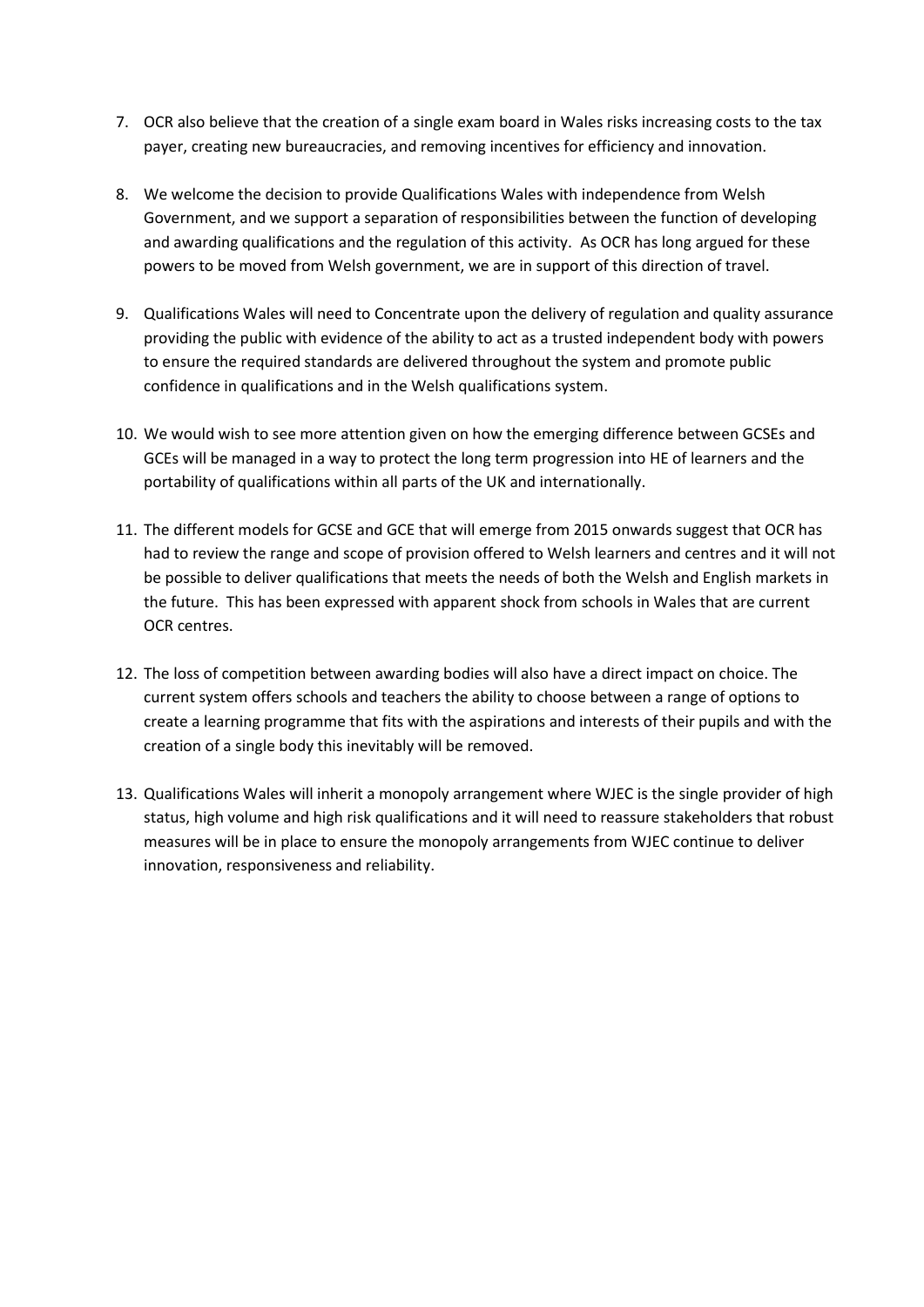7. OCR also believe that the creation of a single exam board in Wales risks increasing costs to the tax payer, creating new bureaucracies, and removing incentives for efficiency and innovation.

8. We welcome the decision to provide Qualifications Wales with independence from Welsh Government, and we support a separation of responsibilities between the function of developing and awarding qualifications and the regulation of this activity. As OCR has long argued for these powers to be moved from Welsh government, we are in support of this direction of travel.

9. Qualifications Wales will need to Concentrate upon the delivery of regulation and quality assurance providing the public with evidence of the ability to act as a trusted independent body with powers to ensure the required standards are delivered throughout the system and promote public confidence in qualifications and in the Welsh qualifications system.

10. We would wish to see more attention given on how the emerging difference between GCSEs and GCEs will be managed in a way to protect the long term progression into HE of learners and the portability of qualifications within all parts of the UK and internationally.

11. The different models for GCSE and GCE that will emerge from 2015 onwards suggest that OCR has had to review the range and scope of provision offered to Welsh learners and centres and it will not be possible to deliver qualifications that meets the needs of both the Welsh and English markets in the future. This has been expressed with apparent shock from schools in Wales that are current OCR centres.

12. The loss of competition between awarding bodies will also have a direct impact on choice. The current system offers schools and teachers the ability to choose between a range of options to create a learning programme that fits with the aspirations and interests of their pupils and with the creation of a single body this inevitably will be removed.

13. Qualifications Wales will inherit a monopoly arrangement where WJEC is the single provider of high status, high volume and high risk qualifications and it will need to reassure stakeholders that robust measures will be in place to ensure the monopoly arrangements from WJEC continue to deliver innovation, responsiveness and reliability.